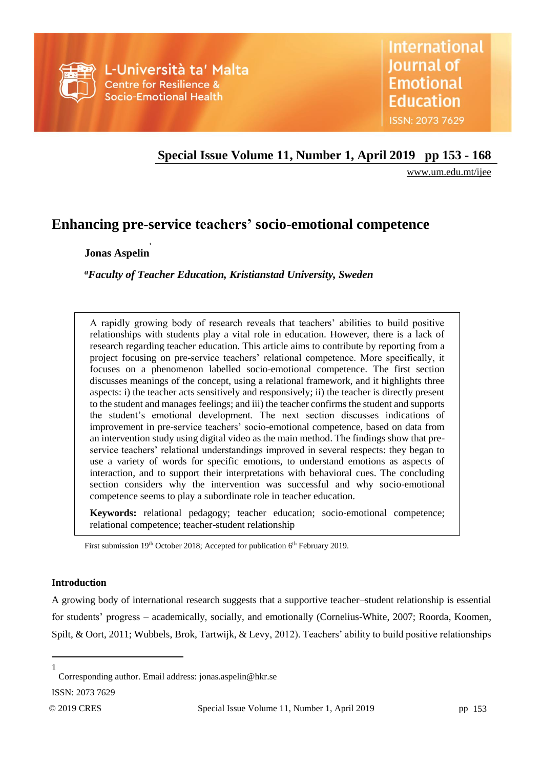# Enhancing pre-service teachers' socio-emotional competence

**Jonas Aspelin**[1]

***[a]Faculty of Teacher Education, Kristianstad University, Sweden***

> A rapidly growing body of research reveals that teachers' abilities to build positive relationships with students play a vital role in education. However, there is a lack of research regarding teacher education. This article aims to contribute by reporting from a project focusing on pre-service teachers' relational competence. More specifically, it focuses on a phenomenon labelled socio-emotional competence. The first section discusses meanings of the concept, using a relational framework, and it highlights three aspects: i) the teacher acts sensitively and responsively; ii) the teacher is directly present to the student and manages feelings; and iii) the teacher confirms the student and supports the student's emotional development. The next section discusses indications of improvement in pre-service teachers' socio-emotional competence, based on data from an intervention study using digital video as the main method. The findings show that pre-service teachers' relational understandings improved in several respects: they began to use a variety of words for specific emotions, to understand emotions as aspects of interaction, and to support their interpretations with behavioral cues. The concluding section considers why the intervention was successful and why socio-emotional competence seems to play a subordinate role in teacher education.
>
> **Keywords:** relational pedagogy; teacher education; socio-emotional competence; relational competence; teacher-student relationship

First submission 19th October 2018; Accepted for publication 6th February 2019.

## Introduction

A growing body of international research suggests that a supportive teacher–student relationship is essential for students' progress – academically, socially, and emotionally (Cornelius-White, 2007; Roorda, Koomen, Spilt, & Oort, 2011; Wubbels, Brok, Tartwijk, & Levy, 2012). Teachers' ability to build positive relationships

[1] Corresponding author. Email address: jonas.aspelin@hkr.se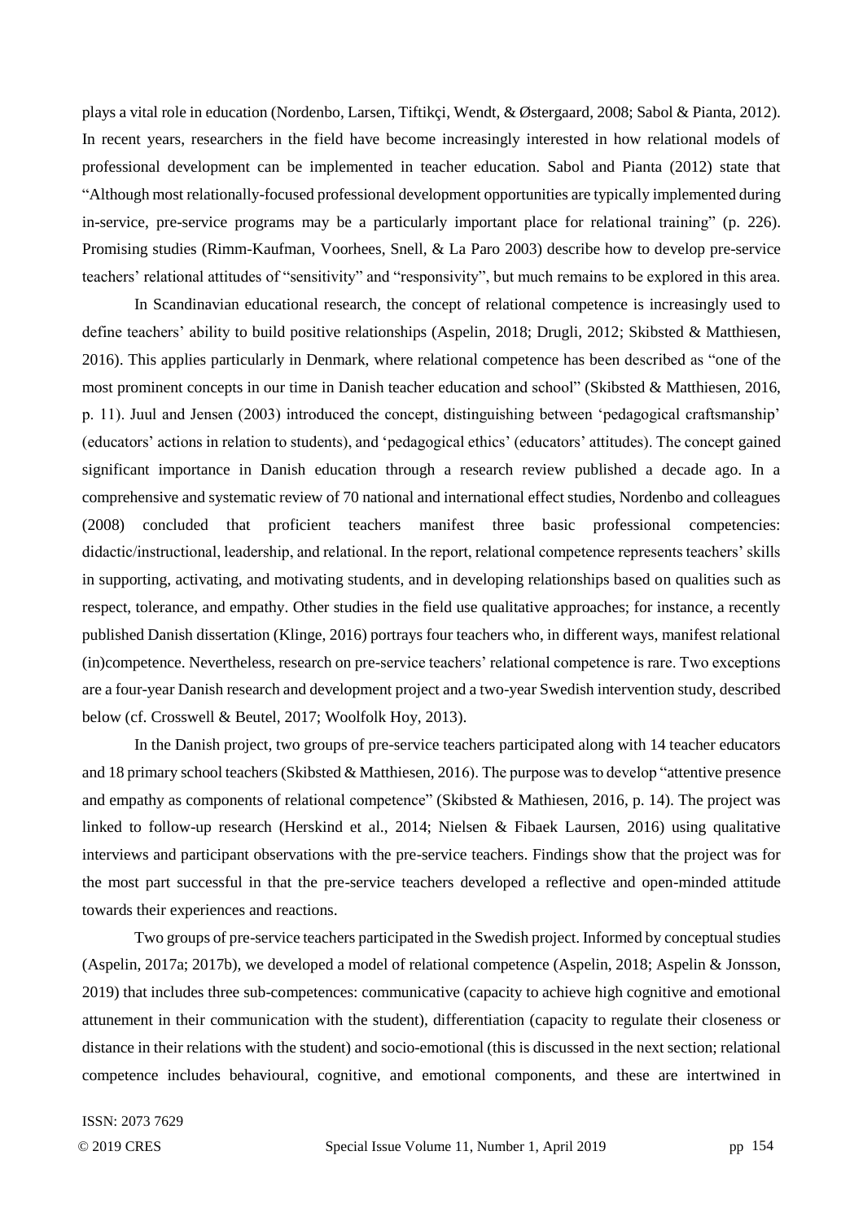plays a vital role in education (Nordenbo, Larsen, Tiftikçi, Wendt, & Østergaard, 2008; Sabol & Pianta, 2012). In recent years, researchers in the field have become increasingly interested in how relational models of professional development can be implemented in teacher education. Sabol and Pianta (2012) state that "Although most relationally-focused professional development opportunities are typically implemented during in-service, pre-service programs may be a particularly important place for relational training" (p. 226). Promising studies (Rimm-Kaufman, Voorhees, Snell, & La Paro 2003) describe how to develop pre-service teachers' relational attitudes of "sensitivity" and "responsivity", but much remains to be explored in this area.

In Scandinavian educational research, the concept of relational competence is increasingly used to define teachers' ability to build positive relationships (Aspelin, 2018; Drugli, 2012; Skibsted & Matthiesen, 2016). This applies particularly in Denmark, where relational competence has been described as "one of the most prominent concepts in our time in Danish teacher education and school" (Skibsted & Matthiesen, 2016, p. 11). Juul and Jensen (2003) introduced the concept, distinguishing between 'pedagogical craftsmanship' (educators' actions in relation to students), and 'pedagogical ethics' (educators' attitudes). The concept gained significant importance in Danish education through a research review published a decade ago. In a comprehensive and systematic review of 70 national and international effect studies, Nordenbo and colleagues (2008) concluded that proficient teachers manifest three basic professional competencies: didactic/instructional, leadership, and relational. In the report, relational competence represents teachers' skills in supporting, activating, and motivating students, and in developing relationships based on qualities such as respect, tolerance, and empathy. Other studies in the field use qualitative approaches; for instance, a recently published Danish dissertation (Klinge, 2016) portrays four teachers who, in different ways, manifest relational (in)competence. Nevertheless, research on pre-service teachers' relational competence is rare. Two exceptions are a four-year Danish research and development project and a two-year Swedish intervention study, described below (cf. Crosswell & Beutel, 2017; Woolfolk Hoy, 2013).

In the Danish project, two groups of pre-service teachers participated along with 14 teacher educators and 18 primary school teachers (Skibsted & Matthiesen, 2016). The purpose was to develop "attentive presence and empathy as components of relational competence" (Skibsted & Mathiesen, 2016, p. 14). The project was linked to follow-up research (Herskind et al., 2014; Nielsen & Fibaek Laursen, 2016) using qualitative interviews and participant observations with the pre-service teachers. Findings show that the project was for the most part successful in that the pre-service teachers developed a reflective and open-minded attitude towards their experiences and reactions.

Two groups of pre-service teachers participated in the Swedish project. Informed by conceptual studies (Aspelin, 2017a; 2017b), we developed a model of relational competence (Aspelin, 2018; Aspelin & Jonsson, 2019) that includes three sub-competences: communicative (capacity to achieve high cognitive and emotional attunement in their communication with the student), differentiation (capacity to regulate their closeness or distance in their relations with the student) and socio-emotional (this is discussed in the next section; relational competence includes behavioural, cognitive, and emotional components, and these are intertwined in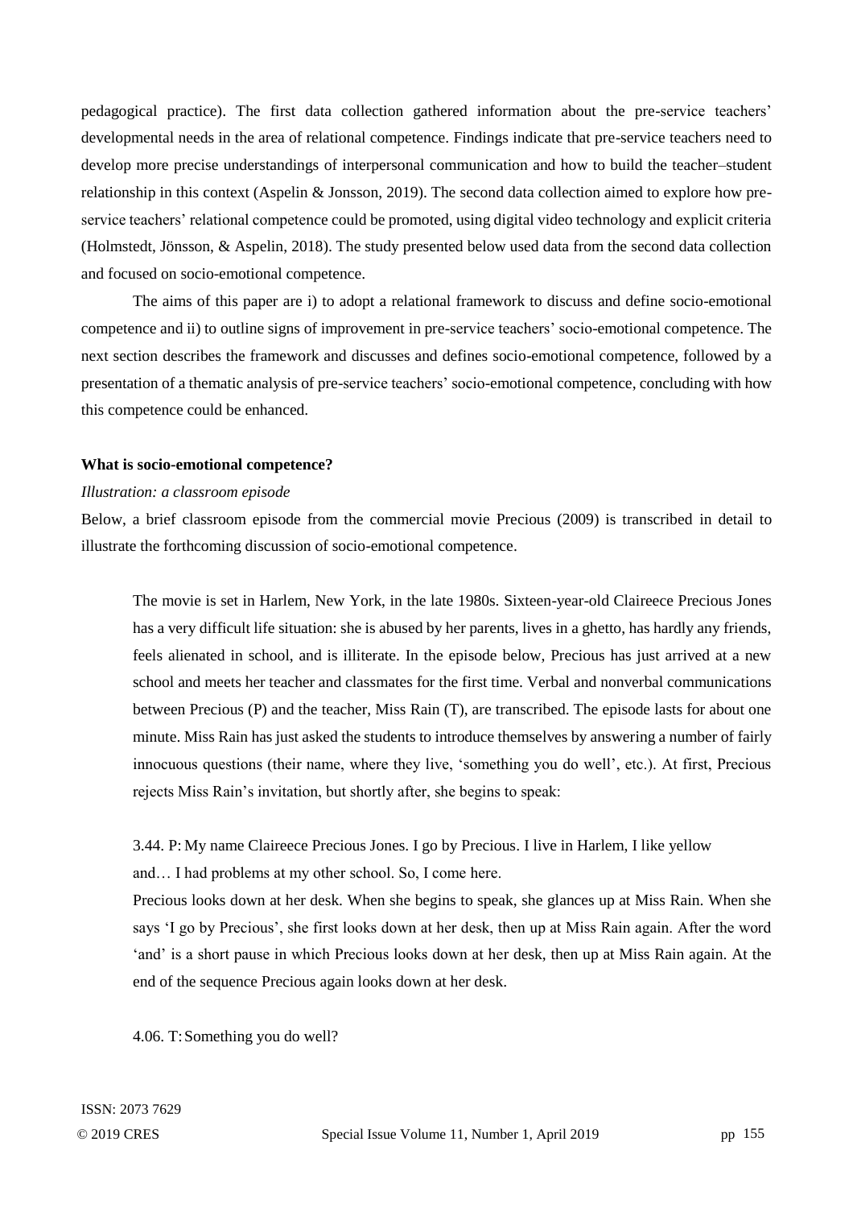pedagogical practice). The first data collection gathered information about the pre-service teachers' developmental needs in the area of relational competence. Findings indicate that pre-service teachers need to develop more precise understandings of interpersonal communication and how to build the teacher–student relationship in this context (Aspelin & Jonsson, 2019). The second data collection aimed to explore how pre-service teachers' relational competence could be promoted, using digital video technology and explicit criteria (Holmstedt, Jönsson, & Aspelin, 2018). The study presented below used data from the second data collection and focused on socio-emotional competence.

The aims of this paper are i) to adopt a relational framework to discuss and define socio-emotional competence and ii) to outline signs of improvement in pre-service teachers' socio-emotional competence. The next section describes the framework and discusses and defines socio-emotional competence, followed by a presentation of a thematic analysis of pre-service teachers' socio-emotional competence, concluding with how this competence could be enhanced.

## What is socio-emotional competence?

### *Illustration: a classroom episode*

Below, a brief classroom episode from the commercial movie Precious (2009) is transcribed in detail to illustrate the forthcoming discussion of socio-emotional competence.

> The movie is set in Harlem, New York, in the late 1980s. Sixteen-year-old Claireece Precious Jones has a very difficult life situation: she is abused by her parents, lives in a ghetto, has hardly any friends, feels alienated in school, and is illiterate. In the episode below, Precious has just arrived at a new school and meets her teacher and classmates for the first time. Verbal and nonverbal communications between Precious (P) and the teacher, Miss Rain (T), are transcribed. The episode lasts for about one minute. Miss Rain has just asked the students to introduce themselves by answering a number of fairly innocuous questions (their name, where they live, 'something you do well', etc.). At first, Precious rejects Miss Rain's invitation, but shortly after, she begins to speak:
>
> 3.44. P: My name Claireece Precious Jones. I go by Precious. I live in Harlem, I like yellow and… I had problems at my other school. So, I come here.
>
> Precious looks down at her desk. When she begins to speak, she glances up at Miss Rain. When she says 'I go by Precious', she first looks down at her desk, then up at Miss Rain again. After the word 'and' is a short pause in which Precious looks down at her desk, then up at Miss Rain again. At the end of the sequence Precious again looks down at her desk.
>
> 4.06. T: Something you do well?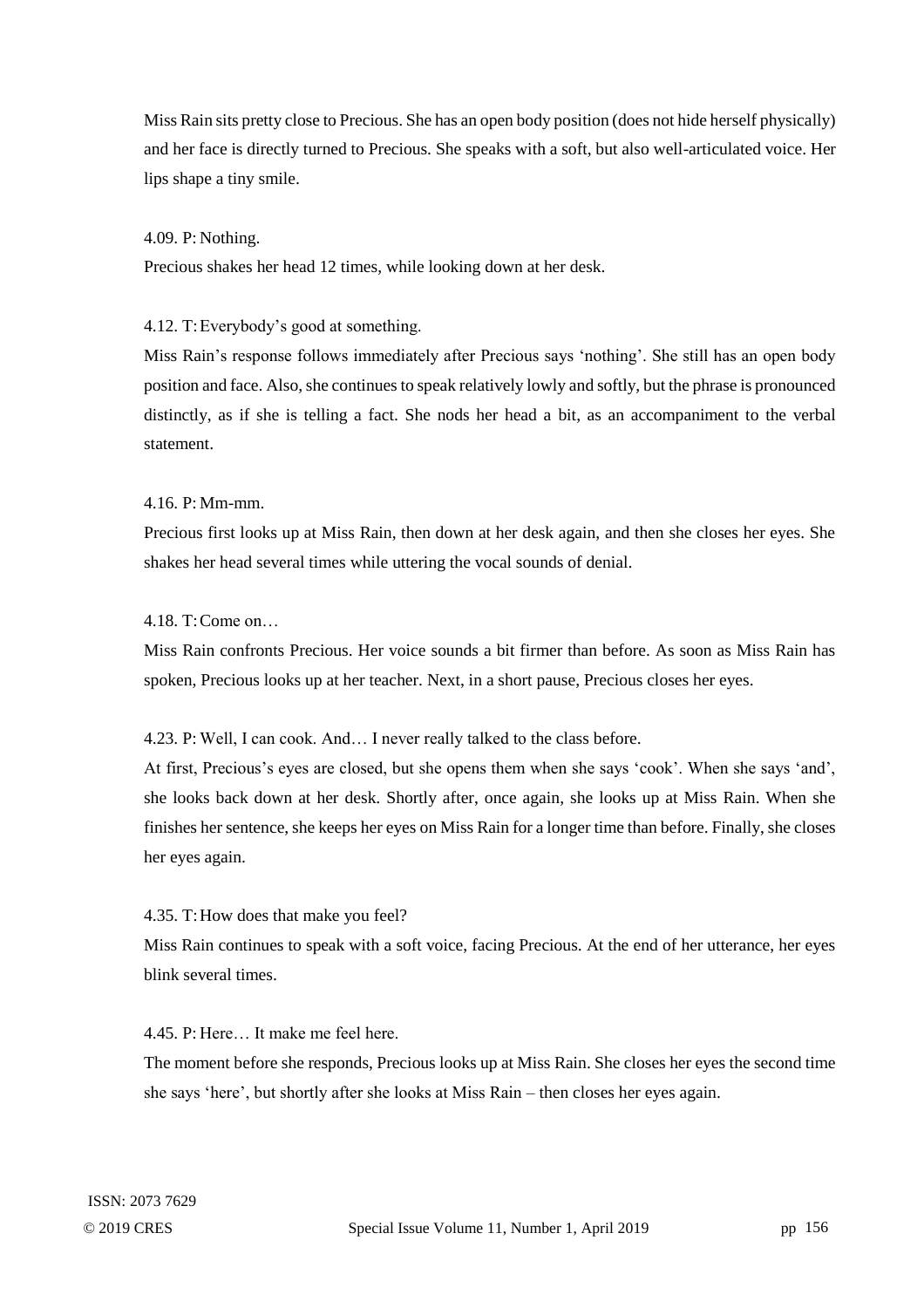Miss Rain sits pretty close to Precious. She has an open body position (does not hide herself physically) and her face is directly turned to Precious. She speaks with a soft, but also well-articulated voice. Her lips shape a tiny smile.

4.09. P: Nothing.

Precious shakes her head 12 times, while looking down at her desk.

4.12. T: Everybody's good at something.

Miss Rain's response follows immediately after Precious says 'nothing'. She still has an open body position and face. Also, she continues to speak relatively lowly and softly, but the phrase is pronounced distinctly, as if she is telling a fact. She nods her head a bit, as an accompaniment to the verbal statement.

4.16. P: Mm-mm.

Precious first looks up at Miss Rain, then down at her desk again, and then she closes her eyes. She shakes her head several times while uttering the vocal sounds of denial.

4.18. T: Come on…

Miss Rain confronts Precious. Her voice sounds a bit firmer than before. As soon as Miss Rain has spoken, Precious looks up at her teacher. Next, in a short pause, Precious closes her eyes.

4.23. P: Well, I can cook. And… I never really talked to the class before.

At first, Precious's eyes are closed, but she opens them when she says 'cook'. When she says 'and', she looks back down at her desk. Shortly after, once again, she looks up at Miss Rain. When she finishes her sentence, she keeps her eyes on Miss Rain for a longer time than before. Finally, she closes her eyes again.

4.35. T: How does that make you feel?

Miss Rain continues to speak with a soft voice, facing Precious. At the end of her utterance, her eyes blink several times.

4.45. P: Here… It make me feel here.

The moment before she responds, Precious looks up at Miss Rain. She closes her eyes the second time she says 'here', but shortly after she looks at Miss Rain – then closes her eyes again.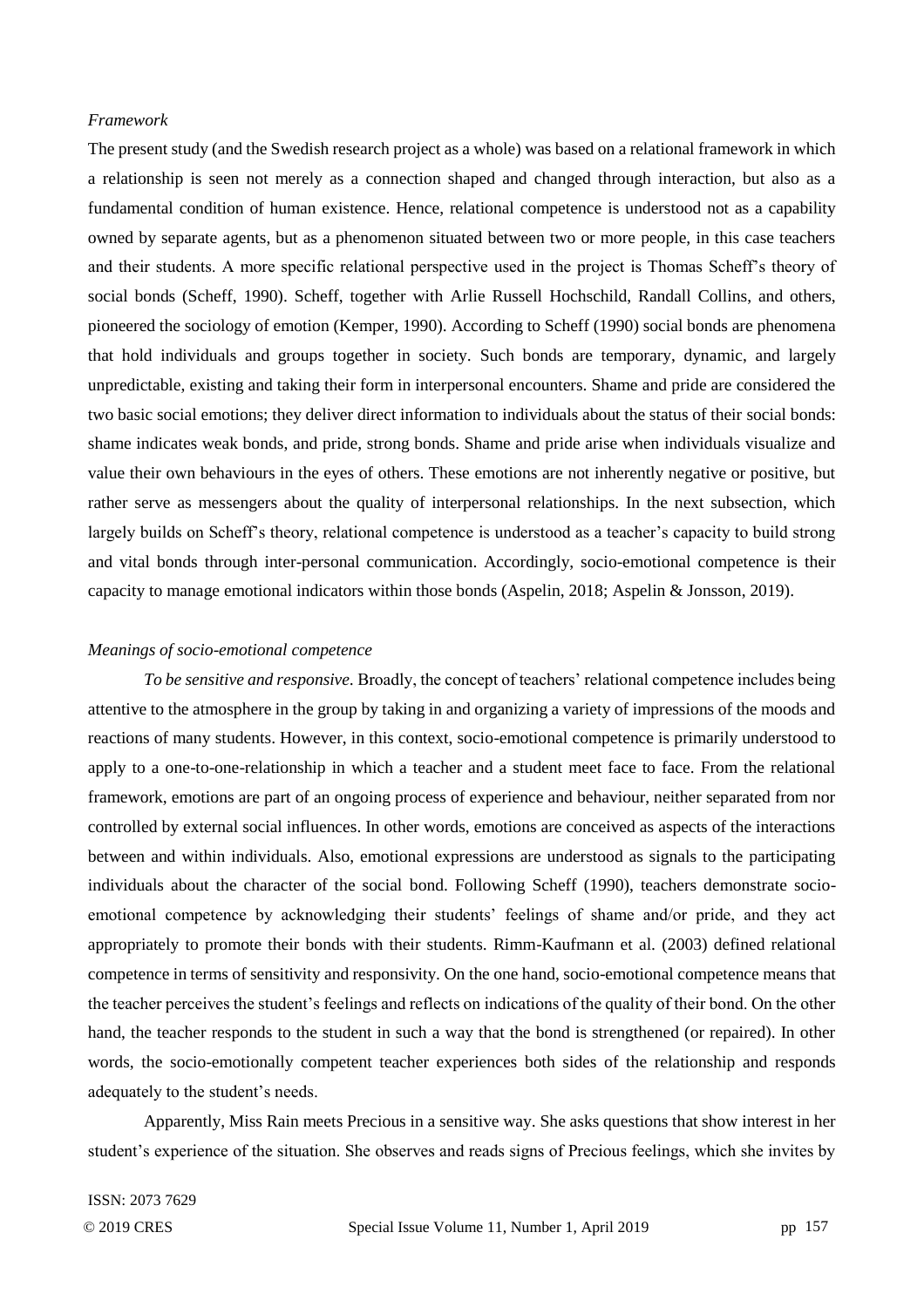*Framework*

The present study (and the Swedish research project as a whole) was based on a relational framework in which a relationship is seen not merely as a connection shaped and changed through interaction, but also as a fundamental condition of human existence. Hence, relational competence is understood not as a capability owned by separate agents, but as a phenomenon situated between two or more people, in this case teachers and their students. A more specific relational perspective used in the project is Thomas Scheff's theory of social bonds (Scheff, 1990). Scheff, together with Arlie Russell Hochschild, Randall Collins, and others, pioneered the sociology of emotion (Kemper, 1990). According to Scheff (1990) social bonds are phenomena that hold individuals and groups together in society. Such bonds are temporary, dynamic, and largely unpredictable, existing and taking their form in interpersonal encounters. Shame and pride are considered the two basic social emotions; they deliver direct information to individuals about the status of their social bonds: shame indicates weak bonds, and pride, strong bonds. Shame and pride arise when individuals visualize and value their own behaviours in the eyes of others. These emotions are not inherently negative or positive, but rather serve as messengers about the quality of interpersonal relationships. In the next subsection, which largely builds on Scheff's theory, relational competence is understood as a teacher's capacity to build strong and vital bonds through inter-personal communication. Accordingly, socio-emotional competence is their capacity to manage emotional indicators within those bonds (Aspelin, 2018; Aspelin & Jonsson, 2019).

*Meanings of socio-emotional competence*

*To be sensitive and responsive*. Broadly, the concept of teachers' relational competence includes being attentive to the atmosphere in the group by taking in and organizing a variety of impressions of the moods and reactions of many students. However, in this context, socio-emotional competence is primarily understood to apply to a one-to-one-relationship in which a teacher and a student meet face to face. From the relational framework, emotions are part of an ongoing process of experience and behaviour, neither separated from nor controlled by external social influences. In other words, emotions are conceived as aspects of the interactions between and within individuals. Also, emotional expressions are understood as signals to the participating individuals about the character of the social bond. Following Scheff (1990), teachers demonstrate socio-emotional competence by acknowledging their students' feelings of shame and/or pride, and they act appropriately to promote their bonds with their students. Rimm-Kaufmann et al. (2003) defined relational competence in terms of sensitivity and responsivity. On the one hand, socio-emotional competence means that the teacher perceives the student's feelings and reflects on indications of the quality of their bond. On the other hand, the teacher responds to the student in such a way that the bond is strengthened (or repaired). In other words, the socio-emotionally competent teacher experiences both sides of the relationship and responds adequately to the student's needs.

Apparently, Miss Rain meets Precious in a sensitive way. She asks questions that show interest in her student's experience of the situation. She observes and reads signs of Precious feelings, which she invites by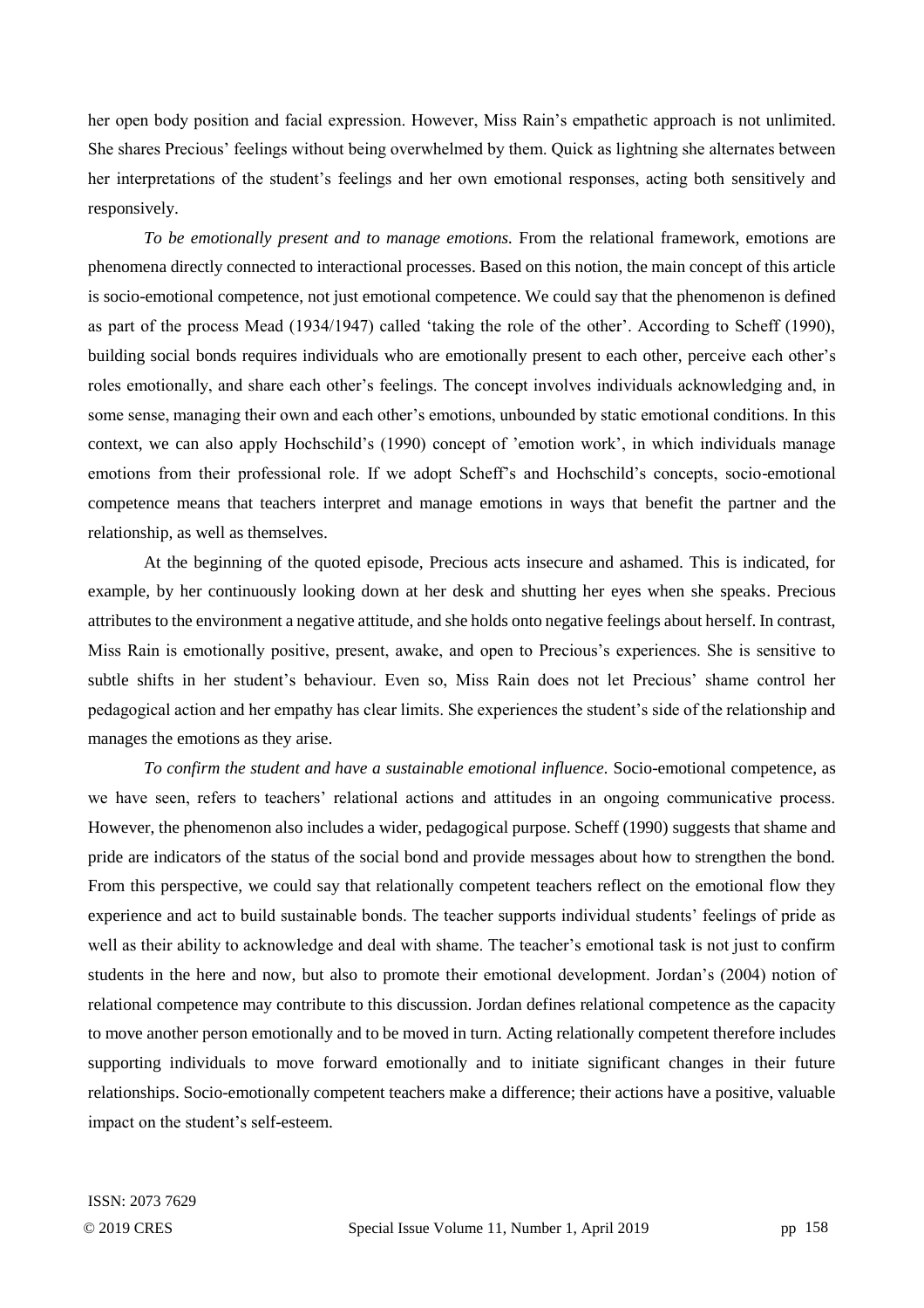her open body position and facial expression. However, Miss Rain's empathetic approach is not unlimited. She shares Precious' feelings without being overwhelmed by them. Quick as lightning she alternates between her interpretations of the student's feelings and her own emotional responses, acting both sensitively and responsively.

*To be emotionally present and to manage emotions.* From the relational framework, emotions are phenomena directly connected to interactional processes. Based on this notion, the main concept of this article is socio-emotional competence, not just emotional competence. We could say that the phenomenon is defined as part of the process Mead (1934/1947) called 'taking the role of the other'. According to Scheff (1990), building social bonds requires individuals who are emotionally present to each other, perceive each other's roles emotionally, and share each other's feelings. The concept involves individuals acknowledging and, in some sense, managing their own and each other's emotions, unbounded by static emotional conditions. In this context, we can also apply Hochschild's (1990) concept of 'emotion work', in which individuals manage emotions from their professional role. If we adopt Scheff's and Hochschild's concepts, socio-emotional competence means that teachers interpret and manage emotions in ways that benefit the partner and the relationship, as well as themselves.

At the beginning of the quoted episode, Precious acts insecure and ashamed. This is indicated, for example, by her continuously looking down at her desk and shutting her eyes when she speaks. Precious attributes to the environment a negative attitude, and she holds onto negative feelings about herself. In contrast, Miss Rain is emotionally positive, present, awake, and open to Precious's experiences. She is sensitive to subtle shifts in her student's behaviour. Even so, Miss Rain does not let Precious' shame control her pedagogical action and her empathy has clear limits. She experiences the student's side of the relationship and manages the emotions as they arise.

*To confirm the student and have a sustainable emotional influence.* Socio-emotional competence, as we have seen, refers to teachers' relational actions and attitudes in an ongoing communicative process. However, the phenomenon also includes a wider, pedagogical purpose. Scheff (1990) suggests that shame and pride are indicators of the status of the social bond and provide messages about how to strengthen the bond. From this perspective, we could say that relationally competent teachers reflect on the emotional flow they experience and act to build sustainable bonds. The teacher supports individual students' feelings of pride as well as their ability to acknowledge and deal with shame. The teacher's emotional task is not just to confirm students in the here and now, but also to promote their emotional development. Jordan's (2004) notion of relational competence may contribute to this discussion. Jordan defines relational competence as the capacity to move another person emotionally and to be moved in turn. Acting relationally competent therefore includes supporting individuals to move forward emotionally and to initiate significant changes in their future relationships. Socio-emotionally competent teachers make a difference; their actions have a positive, valuable impact on the student's self-esteem.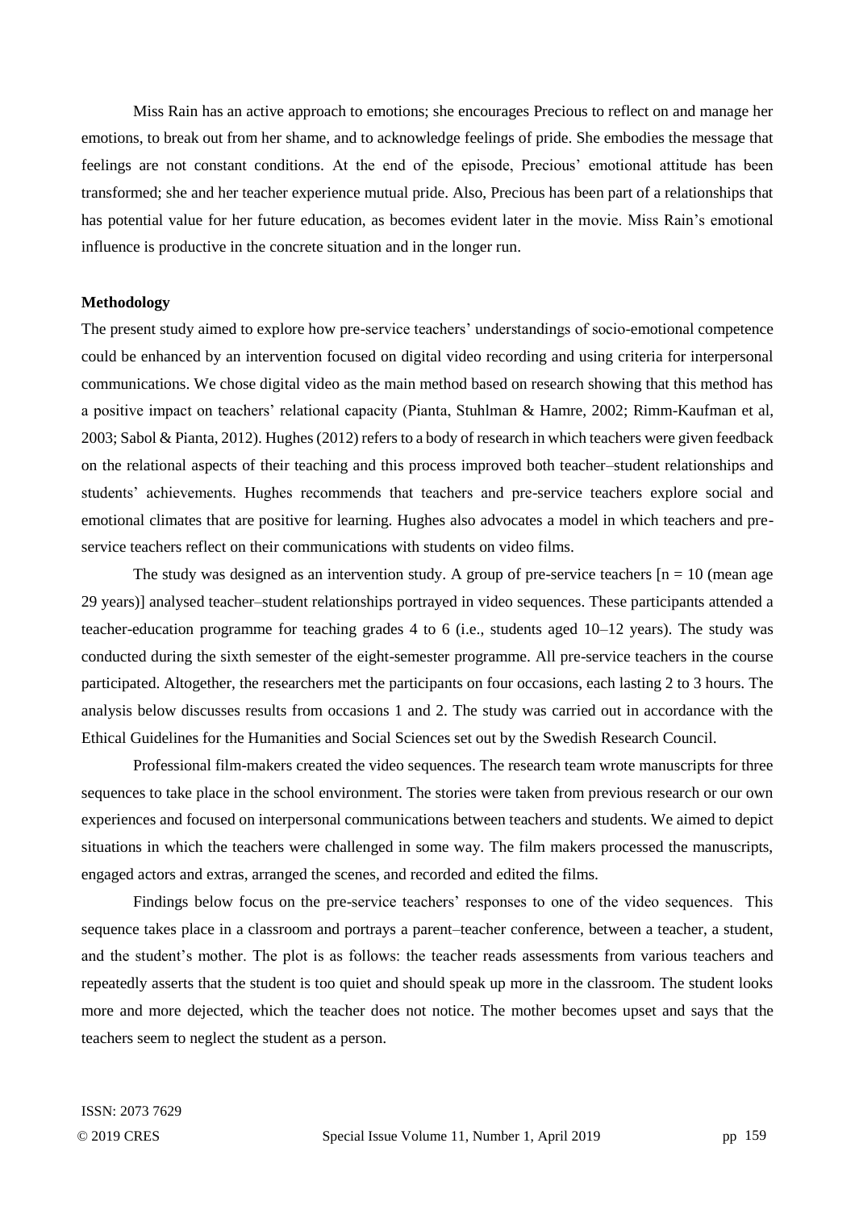Miss Rain has an active approach to emotions; she encourages Precious to reflect on and manage her emotions, to break out from her shame, and to acknowledge feelings of pride. She embodies the message that feelings are not constant conditions. At the end of the episode, Precious' emotional attitude has been transformed; she and her teacher experience mutual pride. Also, Precious has been part of a relationships that has potential value for her future education, as becomes evident later in the movie. Miss Rain's emotional influence is productive in the concrete situation and in the longer run.

**Methodology**

The present study aimed to explore how pre-service teachers' understandings of socio-emotional competence could be enhanced by an intervention focused on digital video recording and using criteria for interpersonal communications. We chose digital video as the main method based on research showing that this method has a positive impact on teachers' relational capacity (Pianta, Stuhlman & Hamre, 2002; Rimm-Kaufman et al, 2003; Sabol & Pianta, 2012). Hughes (2012) refers to a body of research in which teachers were given feedback on the relational aspects of their teaching and this process improved both teacher–student relationships and students' achievements. Hughes recommends that teachers and pre-service teachers explore social and emotional climates that are positive for learning. Hughes also advocates a model in which teachers and pre-service teachers reflect on their communications with students on video films.

The study was designed as an intervention study. A group of pre-service teachers [n = 10 (mean age 29 years)] analysed teacher–student relationships portrayed in video sequences. These participants attended a teacher-education programme for teaching grades 4 to 6 (i.e., students aged 10–12 years). The study was conducted during the sixth semester of the eight-semester programme. All pre-service teachers in the course participated. Altogether, the researchers met the participants on four occasions, each lasting 2 to 3 hours. The analysis below discusses results from occasions 1 and 2. The study was carried out in accordance with the Ethical Guidelines for the Humanities and Social Sciences set out by the Swedish Research Council.

Professional film-makers created the video sequences. The research team wrote manuscripts for three sequences to take place in the school environment. The stories were taken from previous research or our own experiences and focused on interpersonal communications between teachers and students. We aimed to depict situations in which the teachers were challenged in some way. The film makers processed the manuscripts, engaged actors and extras, arranged the scenes, and recorded and edited the films.

Findings below focus on the pre-service teachers' responses to one of the video sequences. This sequence takes place in a classroom and portrays a parent–teacher conference, between a teacher, a student, and the student's mother. The plot is as follows: the teacher reads assessments from various teachers and repeatedly asserts that the student is too quiet and should speak up more in the classroom. The student looks more and more dejected, which the teacher does not notice. The mother becomes upset and says that the teachers seem to neglect the student as a person.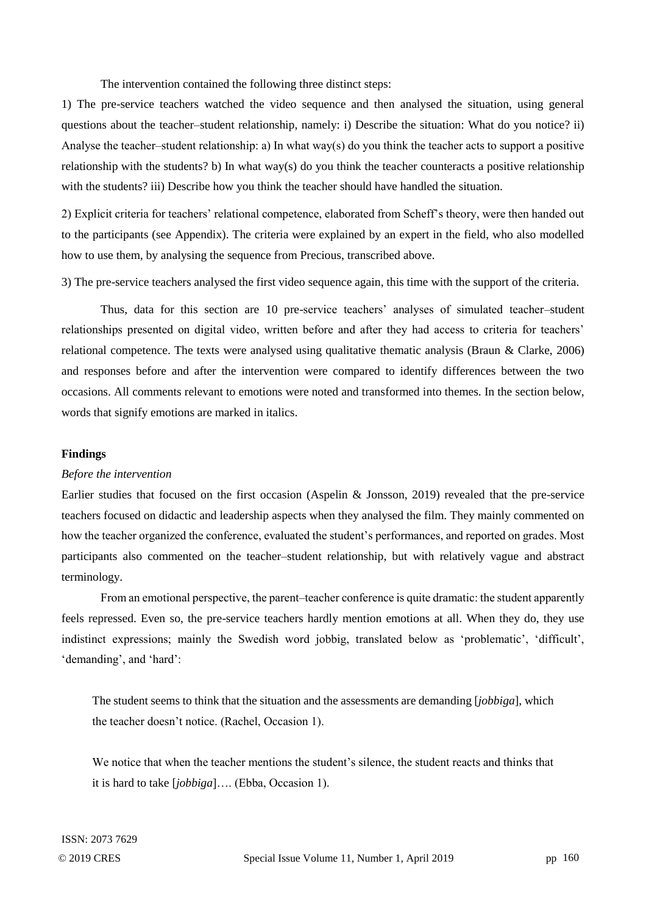The intervention contained the following three distinct steps:

1) The pre-service teachers watched the video sequence and then analysed the situation, using general questions about the teacher–student relationship, namely: i) Describe the situation: What do you notice? ii) Analyse the teacher–student relationship: a) In what way(s) do you think the teacher acts to support a positive relationship with the students? b) In what way(s) do you think the teacher counteracts a positive relationship with the students? iii) Describe how you think the teacher should have handled the situation.

2) Explicit criteria for teachers' relational competence, elaborated from Scheff's theory, were then handed out to the participants (see Appendix). The criteria were explained by an expert in the field, who also modelled how to use them, by analysing the sequence from Precious, transcribed above.

3) The pre-service teachers analysed the first video sequence again, this time with the support of the criteria.

Thus, data for this section are 10 pre-service teachers' analyses of simulated teacher–student relationships presented on digital video, written before and after they had access to criteria for teachers' relational competence. The texts were analysed using qualitative thematic analysis (Braun & Clarke, 2006) and responses before and after the intervention were compared to identify differences between the two occasions. All comments relevant to emotions were noted and transformed into themes. In the section below, words that signify emotions are marked in italics.

## Findings

### *Before the intervention*

Earlier studies that focused on the first occasion (Aspelin & Jonsson, 2019) revealed that the pre-service teachers focused on didactic and leadership aspects when they analysed the film. They mainly commented on how the teacher organized the conference, evaluated the student's performances, and reported on grades. Most participants also commented on the teacher–student relationship, but with relatively vague and abstract terminology.

From an emotional perspective, the parent–teacher conference is quite dramatic: the student apparently feels repressed. Even so, the pre-service teachers hardly mention emotions at all. When they do, they use indistinct expressions; mainly the Swedish word jobbig, translated below as 'problematic', 'difficult', 'demanding', and 'hard':

> The student seems to think that the situation and the assessments are demanding [*jobbiga*], which the teacher doesn't notice. (Rachel, Occasion 1).

> We notice that when the teacher mentions the student's silence, the student reacts and thinks that it is hard to take [*jobbiga*]…. (Ebba, Occasion 1).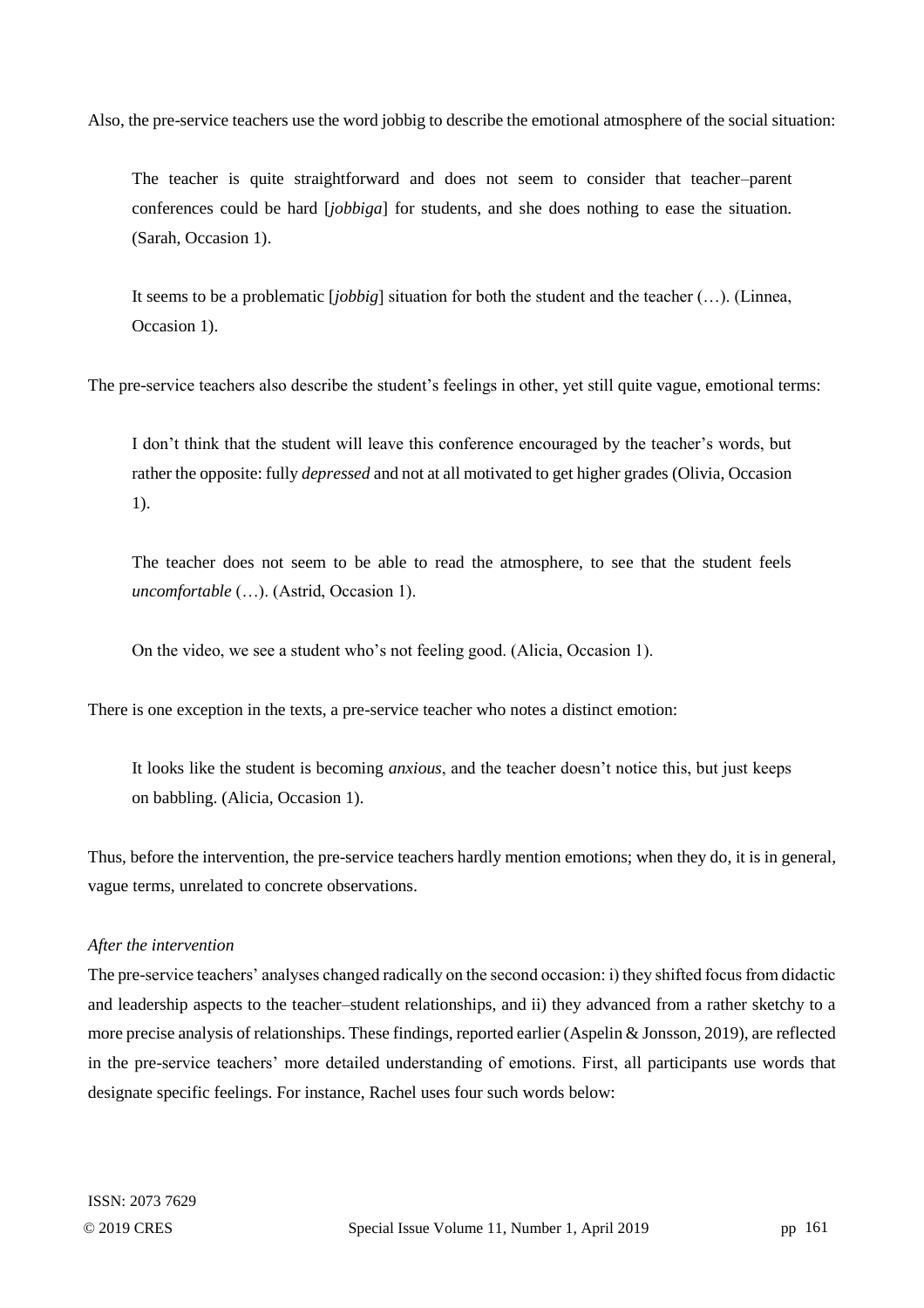Also, the pre-service teachers use the word jobbig to describe the emotional atmosphere of the social situation:

> The teacher is quite straightforward and does not seem to consider that teacher–parent conferences could be hard [*jobbiga*] for students, and she does nothing to ease the situation. (Sarah, Occasion 1).

> It seems to be a problematic [*jobbig*] situation for both the student and the teacher (…). (Linnea, Occasion 1).

The pre-service teachers also describe the student's feelings in other, yet still quite vague, emotional terms:

> I don't think that the student will leave this conference encouraged by the teacher's words, but rather the opposite: fully *depressed* and not at all motivated to get higher grades (Olivia, Occasion 1).

> The teacher does not seem to be able to read the atmosphere, to see that the student feels *uncomfortable* (…). (Astrid, Occasion 1).

> On the video, we see a student who's not feeling good. (Alicia, Occasion 1).

There is one exception in the texts, a pre-service teacher who notes a distinct emotion:

> It looks like the student is becoming *anxious*, and the teacher doesn't notice this, but just keeps on babbling. (Alicia, Occasion 1).

Thus, before the intervention, the pre-service teachers hardly mention emotions; when they do, it is in general, vague terms, unrelated to concrete observations.

*After the intervention*

The pre-service teachers' analyses changed radically on the second occasion: i) they shifted focus from didactic and leadership aspects to the teacher–student relationships, and ii) they advanced from a rather sketchy to a more precise analysis of relationships. These findings, reported earlier (Aspelin & Jonsson, 2019), are reflected in the pre-service teachers' more detailed understanding of emotions. First, all participants use words that designate specific feelings. For instance, Rachel uses four such words below: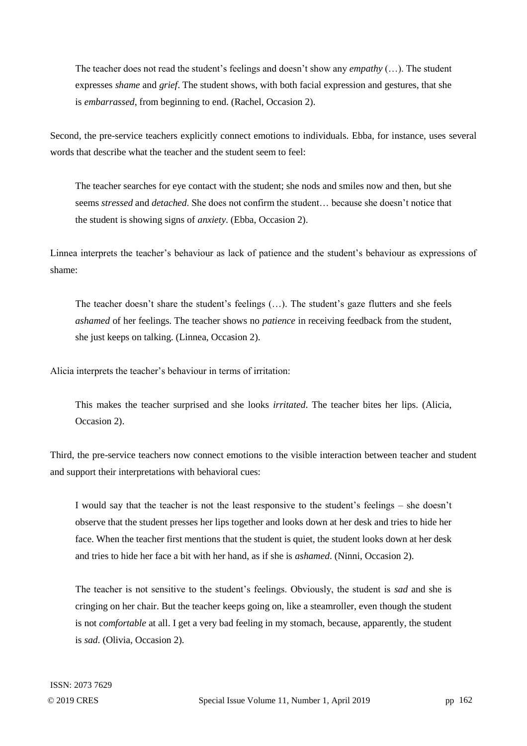> The teacher does not read the student's feelings and doesn't show any *empathy* (…). The student expresses *shame* and *grief*. The student shows, with both facial expression and gestures, that she is *embarrassed*, from beginning to end. (Rachel, Occasion 2).

Second, the pre-service teachers explicitly connect emotions to individuals. Ebba, for instance, uses several words that describe what the teacher and the student seem to feel:

> The teacher searches for eye contact with the student; she nods and smiles now and then, but she seems *stressed* and *detached*. She does not confirm the student… because she doesn't notice that the student is showing signs of *anxiety*. (Ebba, Occasion 2).

Linnea interprets the teacher's behaviour as lack of patience and the student's behaviour as expressions of shame:

> The teacher doesn't share the student's feelings (…). The student's gaze flutters and she feels *ashamed* of her feelings. The teacher shows no *patience* in receiving feedback from the student, she just keeps on talking. (Linnea, Occasion 2).

Alicia interprets the teacher's behaviour in terms of irritation:

> This makes the teacher surprised and she looks *irritated*. The teacher bites her lips. (Alicia, Occasion 2).

Third, the pre-service teachers now connect emotions to the visible interaction between teacher and student and support their interpretations with behavioral cues:

> I would say that the teacher is not the least responsive to the student's feelings – she doesn't observe that the student presses her lips together and looks down at her desk and tries to hide her face. When the teacher first mentions that the student is quiet, the student looks down at her desk and tries to hide her face a bit with her hand, as if she is *ashamed*. (Ninni, Occasion 2).

> The teacher is not sensitive to the student's feelings. Obviously, the student is *sad* and she is cringing on her chair. But the teacher keeps going on, like a steamroller, even though the student is not *comfortable* at all. I get a very bad feeling in my stomach, because, apparently, the student is *sad*. (Olivia, Occasion 2).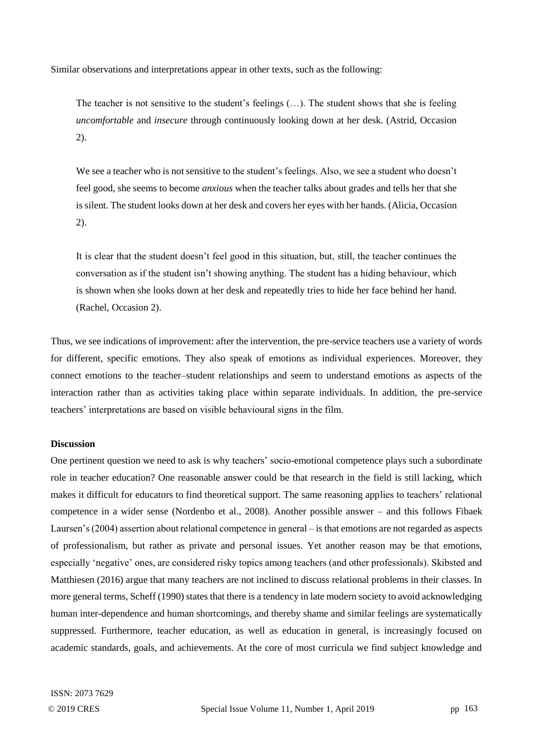Similar observations and interpretations appear in other texts, such as the following:

> The teacher is not sensitive to the student's feelings (…). The student shows that she is feeling *uncomfortable* and *insecure* through continuously looking down at her desk. (Astrid, Occasion 2).

> We see a teacher who is not sensitive to the student's feelings. Also, we see a student who doesn't feel good, she seems to become *anxious* when the teacher talks about grades and tells her that she is silent. The student looks down at her desk and covers her eyes with her hands. (Alicia, Occasion 2).

> It is clear that the student doesn't feel good in this situation, but, still, the teacher continues the conversation as if the student isn't showing anything. The student has a hiding behaviour, which is shown when she looks down at her desk and repeatedly tries to hide her face behind her hand. (Rachel, Occasion 2).

Thus, we see indications of improvement: after the intervention, the pre-service teachers use a variety of words for different, specific emotions. They also speak of emotions as individual experiences. Moreover, they connect emotions to the teacher–student relationships and seem to understand emotions as aspects of the interaction rather than as activities taking place within separate individuals. In addition, the pre-service teachers' interpretations are based on visible behavioural signs in the film.

**Discussion**

One pertinent question we need to ask is why teachers' socio-emotional competence plays such a subordinate role in teacher education? One reasonable answer could be that research in the field is still lacking, which makes it difficult for educators to find theoretical support. The same reasoning applies to teachers' relational competence in a wider sense (Nordenbo et al., 2008). Another possible answer – and this follows Fibaek Laursen's (2004) assertion about relational competence in general – is that emotions are not regarded as aspects of professionalism, but rather as private and personal issues. Yet another reason may be that emotions, especially 'negative' ones, are considered risky topics among teachers (and other professionals). Skibsted and Matthiesen (2016) argue that many teachers are not inclined to discuss relational problems in their classes. In more general terms, Scheff (1990) states that there is a tendency in late modern society to avoid acknowledging human inter-dependence and human shortcomings, and thereby shame and similar feelings are systematically suppressed. Furthermore, teacher education, as well as education in general, is increasingly focused on academic standards, goals, and achievements. At the core of most curricula we find subject knowledge and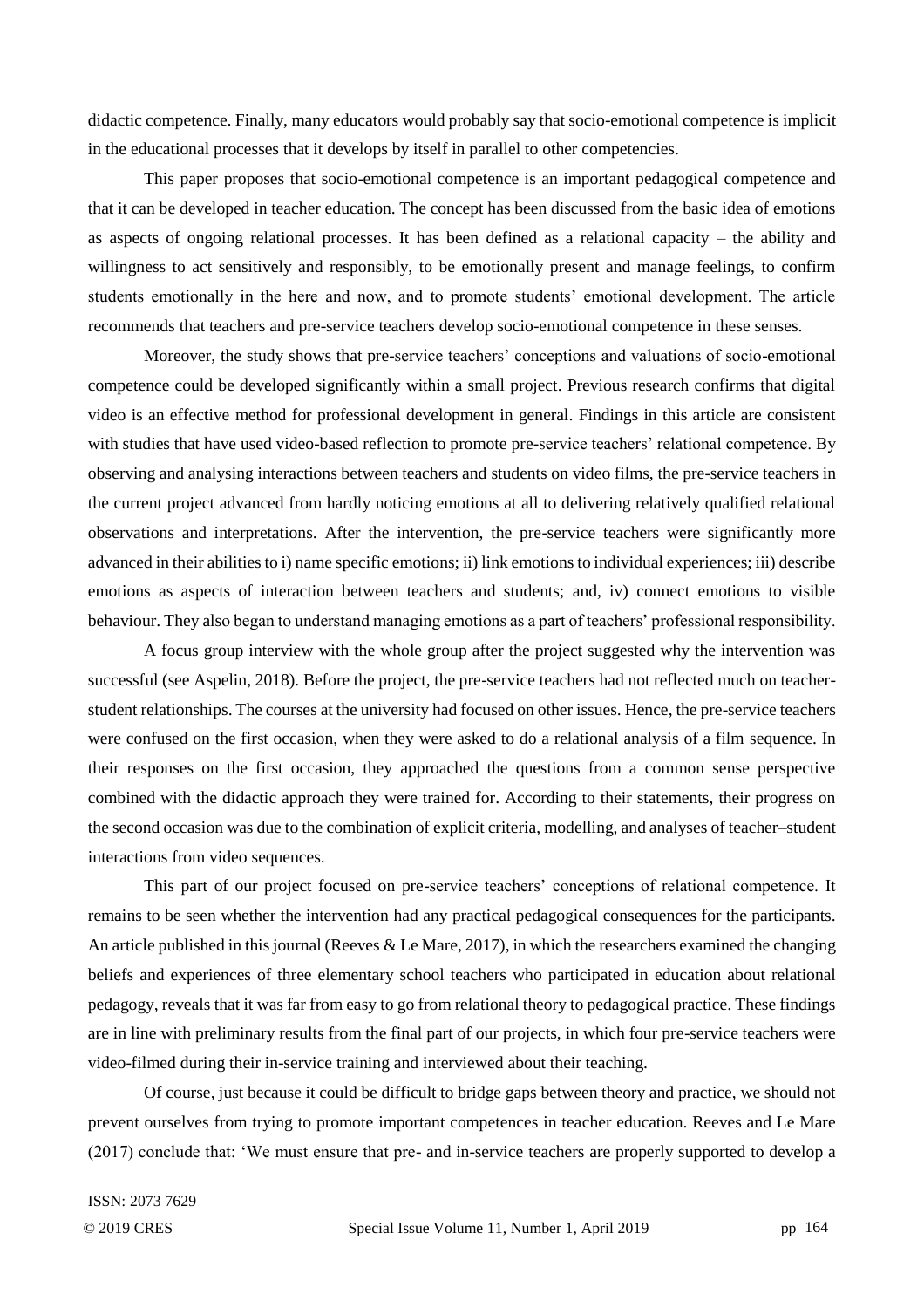didactic competence. Finally, many educators would probably say that socio-emotional competence is implicit in the educational processes that it develops by itself in parallel to other competencies.

This paper proposes that socio-emotional competence is an important pedagogical competence and that it can be developed in teacher education. The concept has been discussed from the basic idea of emotions as aspects of ongoing relational processes. It has been defined as a relational capacity – the ability and willingness to act sensitively and responsibly, to be emotionally present and manage feelings, to confirm students emotionally in the here and now, and to promote students' emotional development. The article recommends that teachers and pre-service teachers develop socio-emotional competence in these senses.

Moreover, the study shows that pre-service teachers' conceptions and valuations of socio-emotional competence could be developed significantly within a small project. Previous research confirms that digital video is an effective method for professional development in general. Findings in this article are consistent with studies that have used video-based reflection to promote pre-service teachers' relational competence. By observing and analysing interactions between teachers and students on video films, the pre-service teachers in the current project advanced from hardly noticing emotions at all to delivering relatively qualified relational observations and interpretations. After the intervention, the pre-service teachers were significantly more advanced in their abilities to i) name specific emotions; ii) link emotions to individual experiences; iii) describe emotions as aspects of interaction between teachers and students; and, iv) connect emotions to visible behaviour. They also began to understand managing emotions as a part of teachers' professional responsibility.

A focus group interview with the whole group after the project suggested why the intervention was successful (see Aspelin, 2018). Before the project, the pre-service teachers had not reflected much on teacher-student relationships. The courses at the university had focused on other issues. Hence, the pre-service teachers were confused on the first occasion, when they were asked to do a relational analysis of a film sequence. In their responses on the first occasion, they approached the questions from a common sense perspective combined with the didactic approach they were trained for. According to their statements, their progress on the second occasion was due to the combination of explicit criteria, modelling, and analyses of teacher–student interactions from video sequences.

This part of our project focused on pre-service teachers' conceptions of relational competence. It remains to be seen whether the intervention had any practical pedagogical consequences for the participants. An article published in this journal (Reeves & Le Mare, 2017), in which the researchers examined the changing beliefs and experiences of three elementary school teachers who participated in education about relational pedagogy, reveals that it was far from easy to go from relational theory to pedagogical practice. These findings are in line with preliminary results from the final part of our projects, in which four pre-service teachers were video-filmed during their in-service training and interviewed about their teaching.

Of course, just because it could be difficult to bridge gaps between theory and practice, we should not prevent ourselves from trying to promote important competences in teacher education. Reeves and Le Mare (2017) conclude that: 'We must ensure that pre- and in-service teachers are properly supported to develop a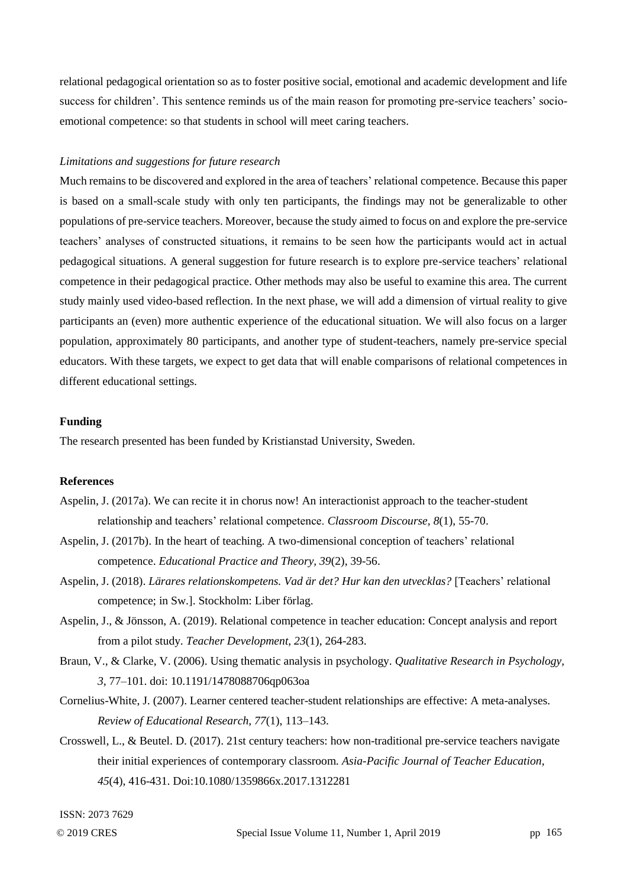relational pedagogical orientation so as to foster positive social, emotional and academic development and life success for children'. This sentence reminds us of the main reason for promoting pre-service teachers' socio-emotional competence: so that students in school will meet caring teachers.

*Limitations and suggestions for future research*

Much remains to be discovered and explored in the area of teachers' relational competence. Because this paper is based on a small-scale study with only ten participants, the findings may not be generalizable to other populations of pre-service teachers. Moreover, because the study aimed to focus on and explore the pre-service teachers' analyses of constructed situations, it remains to be seen how the participants would act in actual pedagogical situations. A general suggestion for future research is to explore pre-service teachers' relational competence in their pedagogical practice. Other methods may also be useful to examine this area. The current study mainly used video-based reflection. In the next phase, we will add a dimension of virtual reality to give participants an (even) more authentic experience of the educational situation. We will also focus on a larger population, approximately 80 participants, and another type of student-teachers, namely pre-service special educators. With these targets, we expect to get data that will enable comparisons of relational competences in different educational settings.

**Funding**

The research presented has been funded by Kristianstad University, Sweden.

**References**

Aspelin, J. (2017a). We can recite it in chorus now! An interactionist approach to the teacher-student relationship and teachers' relational competence. *Classroom Discourse, 8*(1), 55-70.

Aspelin, J. (2017b). In the heart of teaching. A two-dimensional conception of teachers' relational competence. *Educational Practice and Theory, 39*(2), 39-56.

Aspelin, J. (2018). *Lärares relationskompetens. Vad är det? Hur kan den utvecklas?* [Teachers' relational competence; in Sw.]. Stockholm: Liber förlag.

Aspelin, J., & Jönsson, A. (2019). Relational competence in teacher education: Concept analysis and report from a pilot study. *Teacher Development, 23*(1), 264-283.

Braun, V., & Clarke, V. (2006). Using thematic analysis in psychology. *Qualitative Research in Psychology, 3*, 77–101. doi: 10.1191/1478088706qp063oa

Cornelius-White, J. (2007). Learner centered teacher-student relationships are effective: A meta-analyses. *Review of Educational Research, 77*(1), 113–143.

Crosswell, L., & Beutel. D. (2017). 21st century teachers: how non-traditional pre-service teachers navigate their initial experiences of contemporary classroom. *Asia-Pacific Journal of Teacher Education, 45*(4), 416-431. Doi:10.1080/1359866x.2017.1312281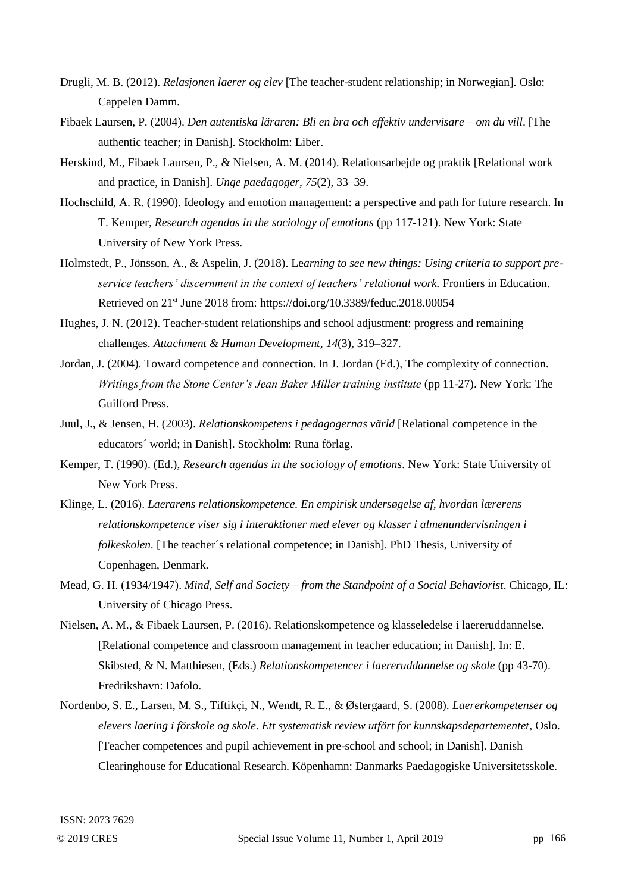Drugli, M. B. (2012). *Relasjonen laerer og elev* [The teacher-student relationship; in Norwegian]. Oslo: Cappelen Damm.

Fibaek Laursen, P. (2004). *Den autentiska läraren: Bli en bra och effektiv undervisare – om du vill*. [The authentic teacher; in Danish]. Stockholm: Liber.

Herskind, M., Fibaek Laursen, P., & Nielsen, A. M. (2014). Relationsarbejde og praktik [Relational work and practice, in Danish]. *Unge paedagoger, 75*(2), 33–39.

Hochschild, A. R. (1990). Ideology and emotion management: a perspective and path for future research. In T. Kemper, *Research agendas in the sociology of emotions* (pp 117-121). New York: State University of New York Press.

Holmstedt, P., Jönsson, A., & Aspelin, J. (2018). Le*arning to see new things: Using criteria to support pre-service teachers' discernment in the context of teachers' relational work.* Frontiers in Education. Retrieved on 21st June 2018 from: https://doi.org/10.3389/feduc.2018.00054

Hughes, J. N. (2012). Teacher-student relationships and school adjustment: progress and remaining challenges. *Attachment & Human Development, 14*(3), 319–327.

Jordan, J. (2004). Toward competence and connection. In J. Jordan (Ed.), The complexity of connection. *Writings from the Stone Center's Jean Baker Miller training institute* (pp 11-27). New York: The Guilford Press.

Juul, J., & Jensen, H. (2003). *Relationskompetens i pedagogernas värld* [Relational competence in the educators´ world; in Danish]. Stockholm: Runa förlag.

Kemper, T. (1990). (Ed.), *Research agendas in the sociology of emotions*. New York: State University of New York Press.

Klinge, L. (2016). *Laerarens relationskompetence. En empirisk undersøgelse af, hvordan lærerens relationskompetence viser sig i interaktioner med elever og klasser i almenundervisningen i folkeskolen.* [The teacher´s relational competence; in Danish]. PhD Thesis, University of Copenhagen, Denmark.

Mead, G. H. (1934/1947). *Mind, Self and Society – from the Standpoint of a Social Behaviorist*. Chicago, IL: University of Chicago Press.

Nielsen, A. M., & Fibaek Laursen, P. (2016). Relationskompetence og klasseledelse i laereruddannelse. [Relational competence and classroom management in teacher education; in Danish]. In: E. Skibsted, & N. Matthiesen, (Eds.) *Relationskompetencer i laereruddannelse og skole* (pp 43-70). Fredrikshavn: Dafolo.

Nordenbo, S. E., Larsen, M. S., Tiftikçi, N., Wendt, R. E., & Østergaard, S. (2008). *Laererkompetenser og elevers laering i förskole og skole. Ett systematisk review utfört for kunnskapsdepartementet*, Oslo. [Teacher competences and pupil achievement in pre-school and school; in Danish]. Danish Clearinghouse for Educational Research. Köpenhamn: Danmarks Paedagogiske Universitetsskole.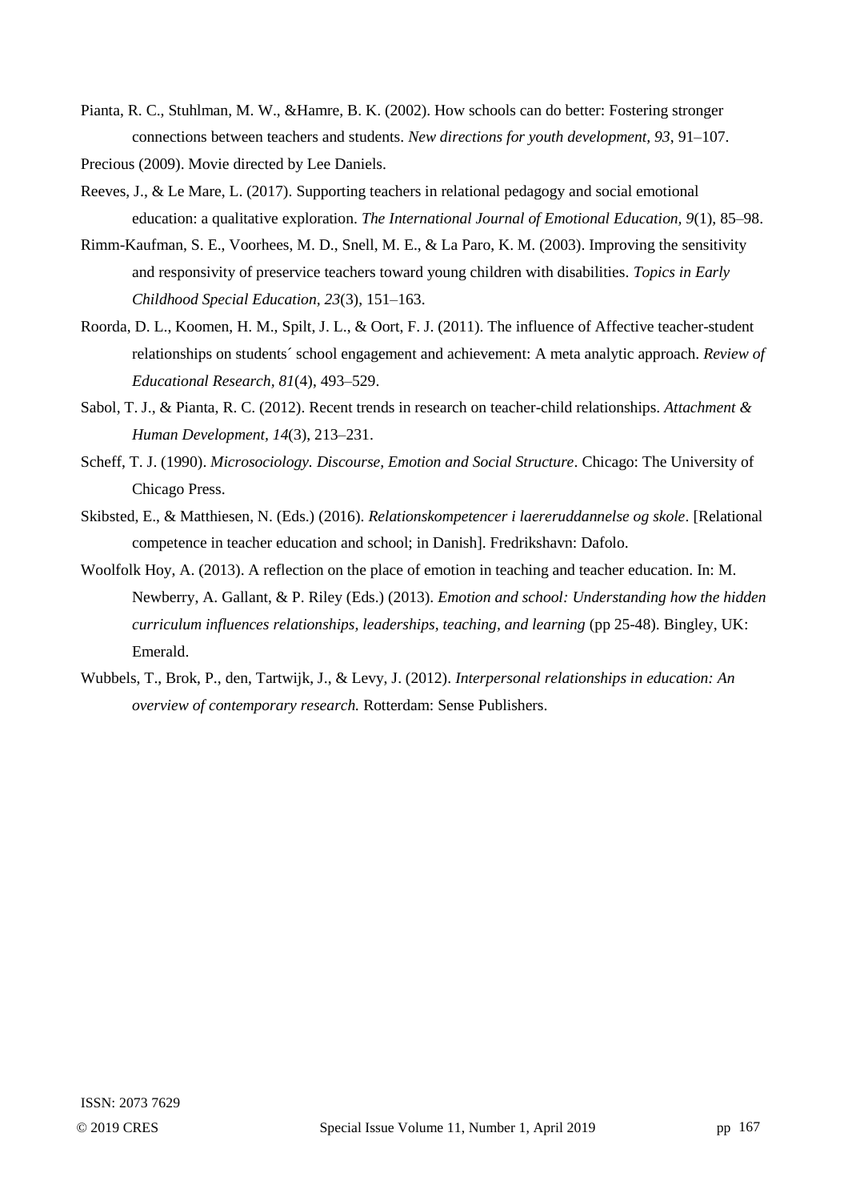Pianta, R. C., Stuhlman, M. W., &Hamre, B. K. (2002). How schools can do better: Fostering stronger connections between teachers and students. *New directions for youth development*, *93*, 91–107.

Precious (2009). Movie directed by Lee Daniels.

Reeves, J., & Le Mare, L. (2017). Supporting teachers in relational pedagogy and social emotional education: a qualitative exploration. *The International Journal of Emotional Education, 9*(1), 85–98.

Rimm-Kaufman, S. E., Voorhees, M. D., Snell, M. E., & La Paro, K. M. (2003). Improving the sensitivity and responsivity of preservice teachers toward young children with disabilities. *Topics in Early Childhood Special Education, 23*(3), 151–163.

Roorda, D. L., Koomen, H. M., Spilt, J. L., & Oort, F. J. (2011). The influence of Affective teacher-student relationships on students´ school engagement and achievement: A meta analytic approach. *Review of Educational Research, 81*(4), 493–529.

Sabol, T. J., & Pianta, R. C. (2012). Recent trends in research on teacher-child relationships. *Attachment & Human Development, 14*(3), 213–231.

Scheff, T. J. (1990). *Microsociology. Discourse, Emotion and Social Structure*. Chicago: The University of Chicago Press.

Skibsted, E., & Matthiesen, N. (Eds.) (2016). *Relationskompetencer i laereruddannelse og skole*. [Relational competence in teacher education and school; in Danish]. Fredrikshavn: Dafolo.

Woolfolk Hoy, A. (2013). A reflection on the place of emotion in teaching and teacher education. In: M. Newberry, A. Gallant, & P. Riley (Eds.) (2013). *Emotion and school: Understanding how the hidden curriculum influences relationships, leaderships, teaching, and learning* (pp 25-48). Bingley, UK: Emerald.

Wubbels, T., Brok, P., den, Tartwijk, J., & Levy, J. (2012). *Interpersonal relationships in education: An overview of contemporary research.* Rotterdam: Sense Publishers.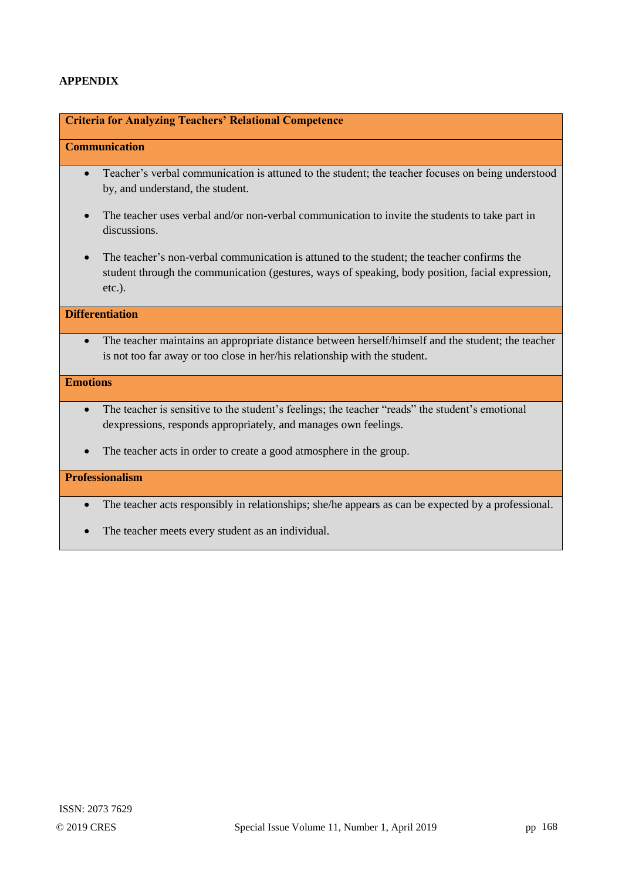**APPENDIX**

| Criteria for Analyzing Teachers' Relational Competence |
|---|
| **Communication** |
| • Teacher's verbal communication is attuned to the student; the teacher focuses on being understood by, and understand, the student.<br>• The teacher uses verbal and/or non-verbal communication to invite the students to take part in discussions.<br>• The teacher's non-verbal communication is attuned to the student; the teacher confirms the student through the communication (gestures, ways of speaking, body position, facial expression, etc.). |
| **Differentiation** |
| • The teacher maintains an appropriate distance between herself/himself and the student; the teacher is not too far away or too close in her/his relationship with the student. |
| **Emotions** |
| • The teacher is sensitive to the student's feelings; the teacher "reads" the student's emotional dexpressions, responds appropriately, and manages own feelings.<br>• The teacher acts in order to create a good atmosphere in the group. |
| **Professionalism** |
| • The teacher acts responsibly in relationships; she/he appears as can be expected by a professional.<br>• The teacher meets every student as an individual. |